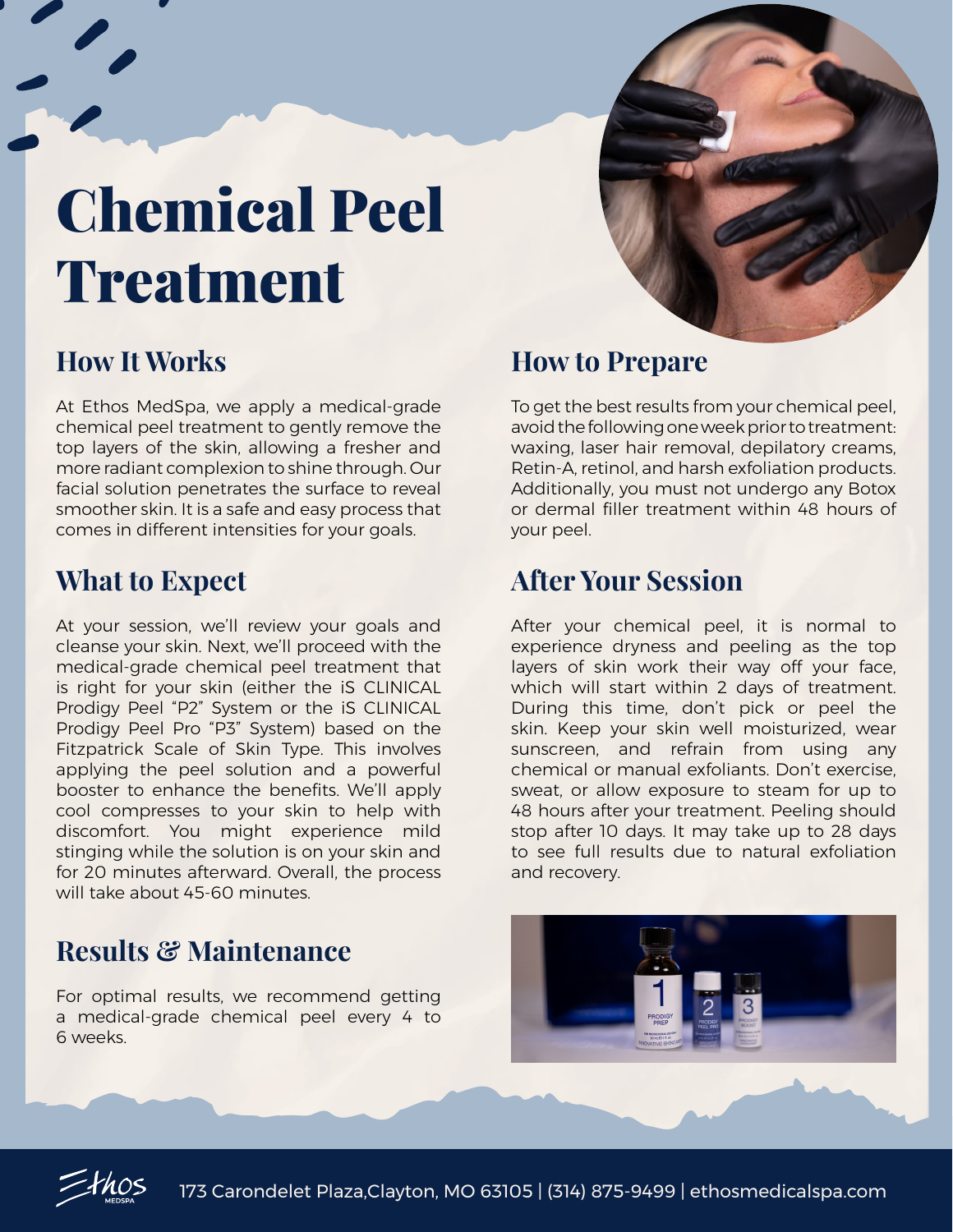# Chemical Peel Treatment

## How It Works

At Ethos MedSpa, we apply a medical-grade chemical peel treatment to gently remove the top layers of the skin, allowing a fresher and more radiant complexion to shine through. Our facial solution penetrates the surface to reveal smoother skin. It is a safe and easy process that comes in different intensities for your goals.

## What to Expect

At your session, we'll review your goals and cleanse your skin. Next, we'll proceed with the medical-grade chemical peel treatment that is right for your skin (either the iS CLINICAL Prodigy Peel "P2" System or the iS CLINICAL Prodigy Peel Pro "P3" System) based on the Fitzpatrick Scale of Skin Type. This involves applying the peel solution and a powerful booster to enhance the benefits. We'll apply cool compresses to your skin to help with discomfort. You might experience mild stinging while the solution is on your skin and for 20 minutes afterward. Overall, the process will take about 45-60 minutes.

## Results & Maintenance

For optimal results, we recommend getting a medical-grade chemical peel every 4 to 6 weeks.

## How to Prepare

To get the best results from your chemical peel, avoid the following one week prior to treatment: waxing, laser hair removal, depilatory creams, Retin-A, retinol, and harsh exfoliation products. Additionally, you must not undergo any Botox or dermal filler treatment within 48 hours of your peel.

## After Your Session

After your chemical peel, it is normal to experience dryness and peeling as the top layers of skin work their way off your face, which will start within 2 days of treatment. During this time, don't pick or peel the skin. Keep your skin well moisturized, wear sunscreen, and refrain from using any chemical or manual exfoliants. Don't exercise, sweat, or allow exposure to steam for up to 48 hours after your treatment. Peeling should stop after 10 days. It may take up to 28 days to see full results due to natural exfoliation and recovery.

Ethos MedSpa | 173 Carondelet Plaza,Clayton, MO 63105 | (314) 875-9499 | ethosmedicalspa.com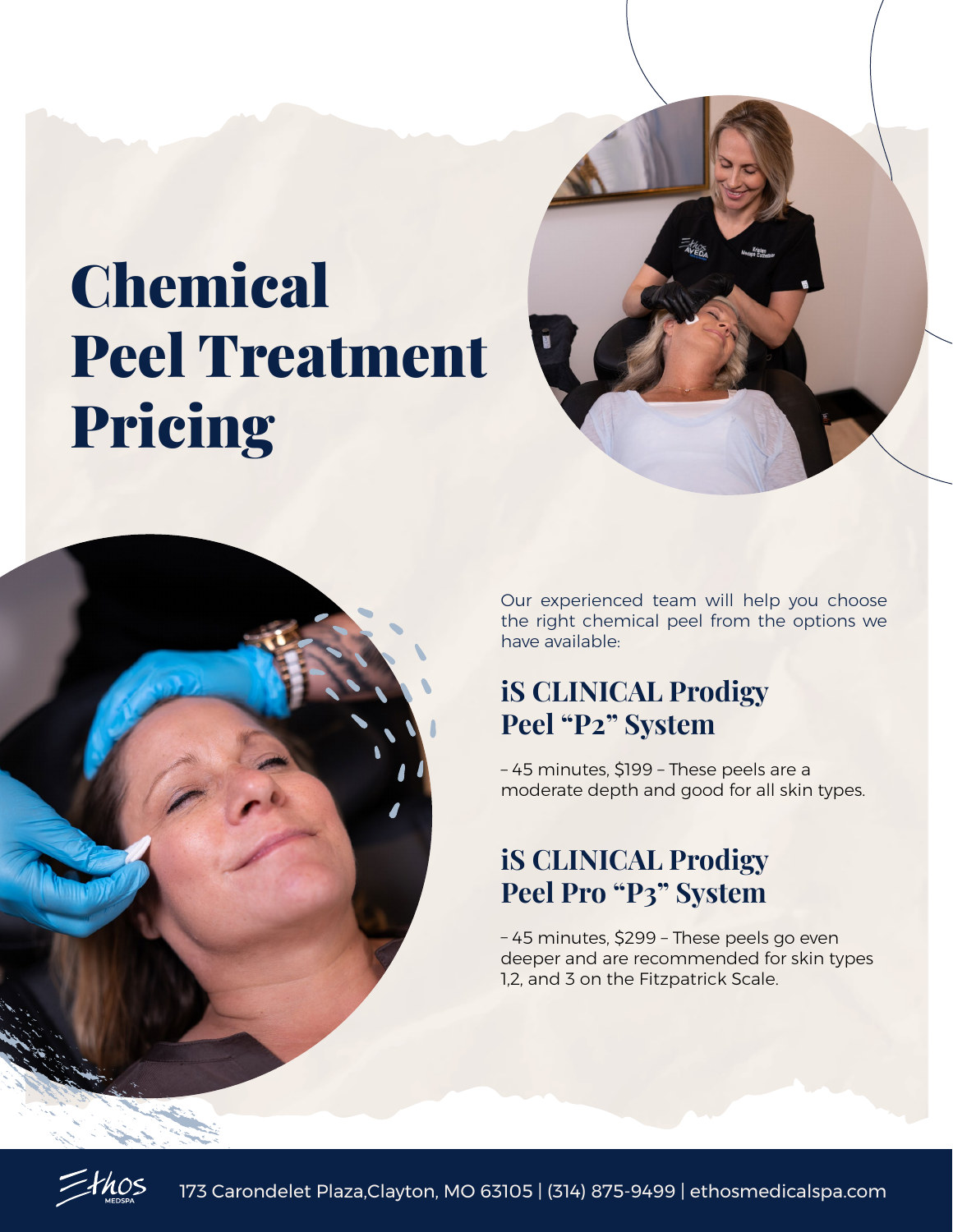# Chemical Peel Treatment Pricing

Our experienced team will help you choose the right chemical peel from the options we have available:

## iS CLINICAL Prodigy Peel "P2" System

– 45 minutes, $199 – These peels are a moderate depth and good for all skin types.

## iS CLINICAL Prodigy Peel Pro "P3" System

– 45 minutes, $299 – These peels go even deeper and are recommended for skin types 1,2, and 3 on the Fitzpatrick Scale.

Ethos MEDSPA 173 Carondelet Plaza,Clayton, MO 63105 | (314) 875-9499 | ethosmedicalspa.com